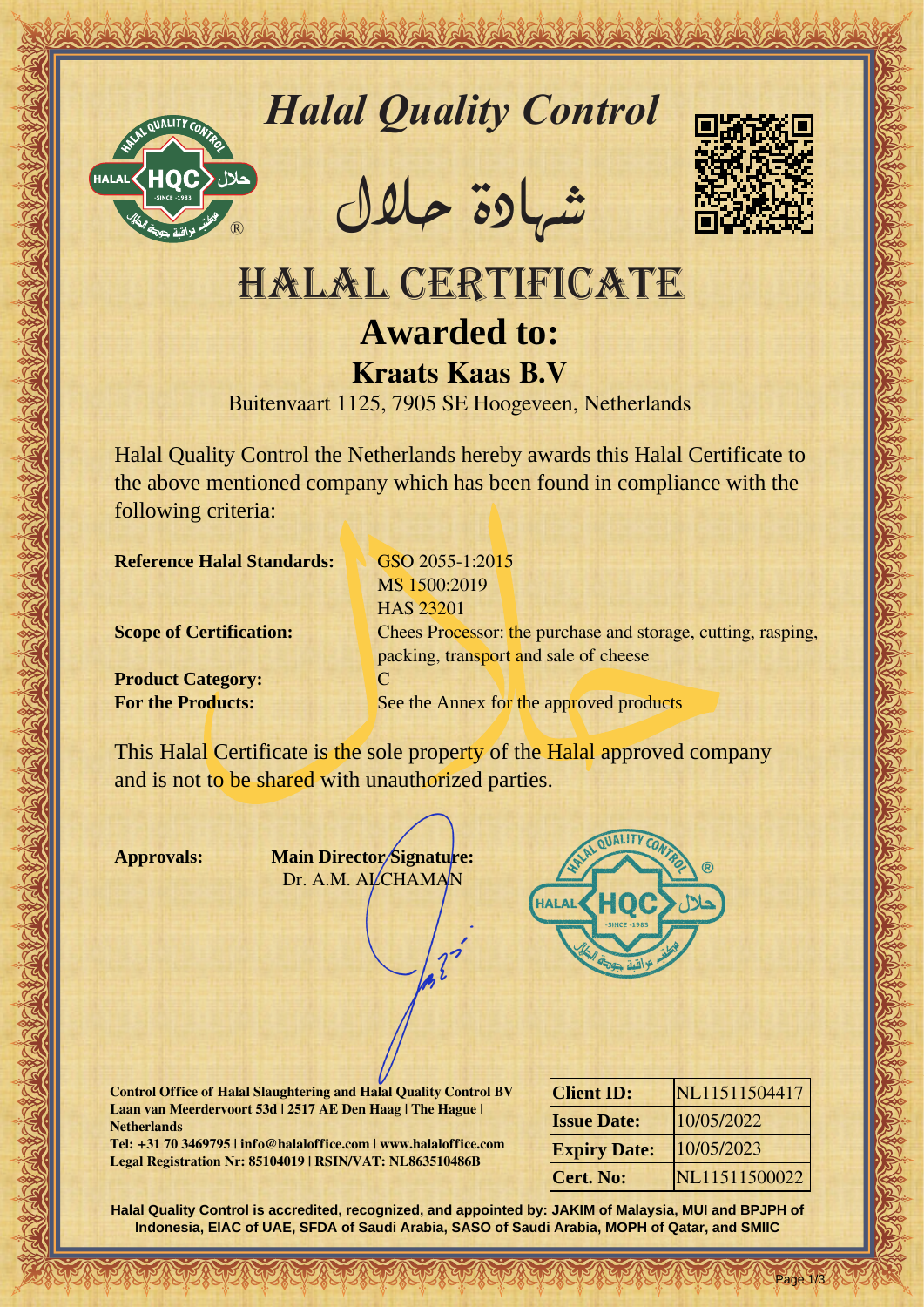# Halal Quality Control

# شهادة حلال

# HALAL CERTIFICATE

## Awarded to:

## Kraats Kaas B.V

Buitenvaart 1125, 7905 SE Hoogeveen, Netherlands

Halal Quality Control the Netherlands hereby awards this Halal Certificate to the above mentioned company which has been found in compliance with the following criteria:

**Reference Halal Standards:** GSO 2055-1:2015
MS 1500:2019
HAS 23201

**Scope of Certification:** Chees Processor: the purchase and storage, cutting, rasping, packing, transport and sale of cheese

**Product Category:** C

**For the Products:** See the Annex for the approved products

This Halal Certificate is the sole property of the Halal approved company and is not to be shared with unauthorized parties.

**Approvals:**

**Main Director Signature:**
Dr. A.M. ALCHAMAN

**Control Office of Halal Slaughtering and Halal Quality Control BV**
**Laan van Meerdervoort 53d | 2517 AE Den Haag | The Hague | Netherlands**
**Tel: +31 70 3469795 | info@halaloffice.com | www.halaloffice.com**
**Legal Registration Nr: 85104019 | RSIN/VAT: NL863510486B**

| | |
|---|---|
| **Client ID:** | NL11511504417 |
| **Issue Date:** | 10/05/2022 |
| **Expiry Date:** | 10/05/2023 |
| **Cert. No:** | NL11511500022 |

**Halal Quality Control is accredited, recognized, and appointed by: JAKIM of Malaysia, MUI and BPJPH of Indonesia, EIAC of UAE, SFDA of Saudi Arabia, SASO of Saudi Arabia, MOPH of Qatar, and SMIIC**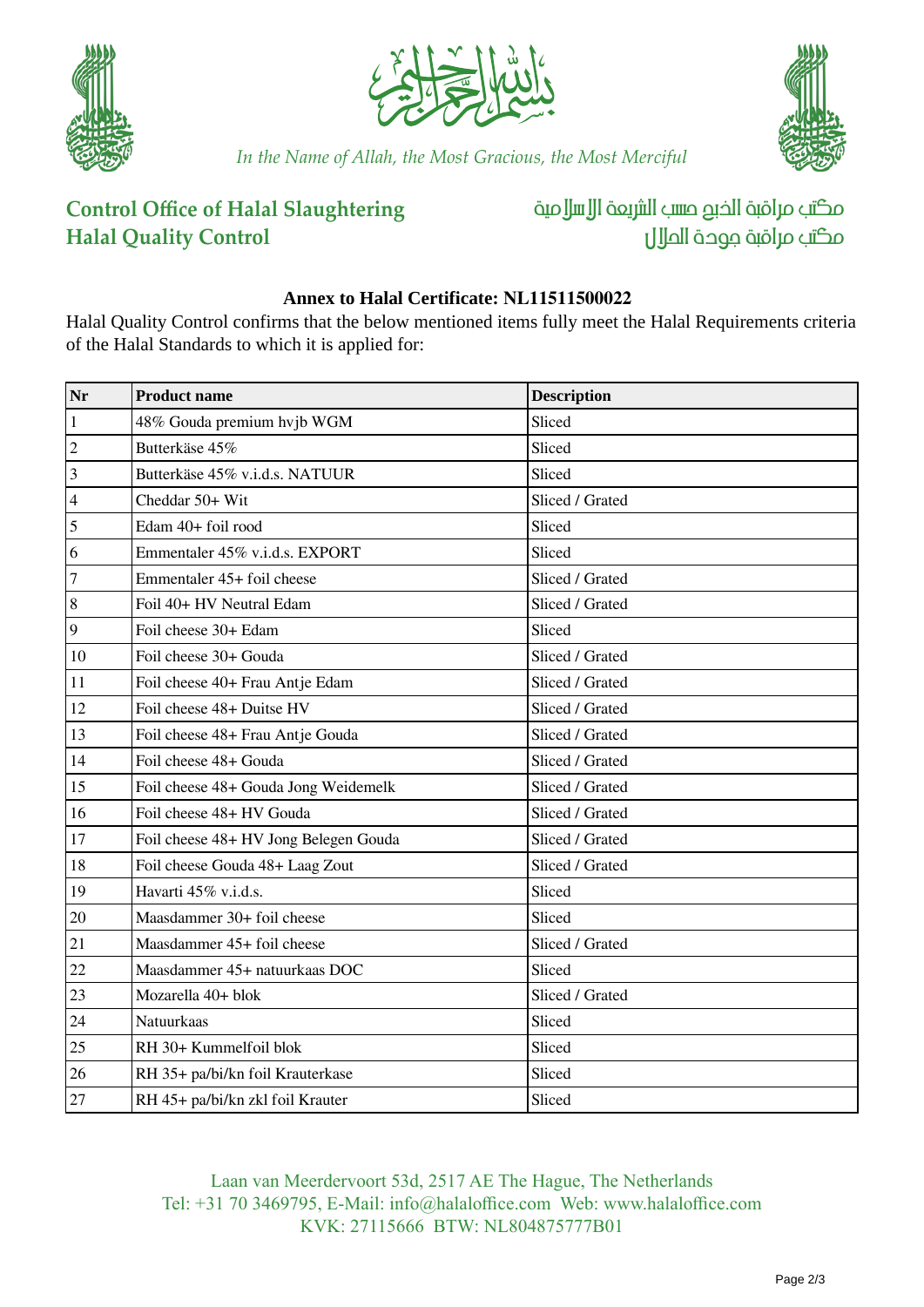In the Name of Allah, the Most Gracious, the Most Merciful

**Control Office of Halal Slaughtering**
**Halal Quality Control**

مكتب مراقبة الذبح حسب الشريعة الإسلامية
مكتب مراقبة جودة الحلال

## Annex to Halal Certificate: NL11511500022

Halal Quality Control confirms that the below mentioned items fully meet the Halal Requirements criteria of the Halal Standards to which it is applied for:

| Nr | Product name | Description |
|---|---|---|
| 1 | 48% Gouda premium hvjb WGM | Sliced |
| 2 | Butterkäse 45% | Sliced |
| 3 | Butterkäse 45% v.i.d.s. NATUUR | Sliced |
| 4 | Cheddar 50+ Wit | Sliced / Grated |
| 5 | Edam 40+ foil rood | Sliced |
| 6 | Emmentaler 45% v.i.d.s. EXPORT | Sliced |
| 7 | Emmentaler 45+ foil cheese | Sliced / Grated |
| 8 | Foil 40+ HV Neutral Edam | Sliced / Grated |
| 9 | Foil cheese 30+ Edam | Sliced |
| 10 | Foil cheese 30+ Gouda | Sliced / Grated |
| 11 | Foil cheese 40+ Frau Antje Edam | Sliced / Grated |
| 12 | Foil cheese 48+ Duitse HV | Sliced / Grated |
| 13 | Foil cheese 48+ Frau Antje Gouda | Sliced / Grated |
| 14 | Foil cheese 48+ Gouda | Sliced / Grated |
| 15 | Foil cheese 48+ Gouda Jong Weidemelk | Sliced / Grated |
| 16 | Foil cheese 48+ HV Gouda | Sliced / Grated |
| 17 | Foil cheese 48+ HV Jong Belegen Gouda | Sliced / Grated |
| 18 | Foil cheese Gouda 48+ Laag Zout | Sliced / Grated |
| 19 | Havarti 45% v.i.d.s. | Sliced |
| 20 | Maasdammer 30+ foil cheese | Sliced |
| 21 | Maasdammer 45+ foil cheese | Sliced / Grated |
| 22 | Maasdammer 45+ natuurkaas DOC | Sliced |
| 23 | Mozarella 40+ blok | Sliced / Grated |
| 24 | Natuurkaas | Sliced |
| 25 | RH 30+ Kummelfoil blok | Sliced |
| 26 | RH 35+ pa/bi/kn foil Krauterkase | Sliced |
| 27 | RH 45+ pa/bi/kn zkl foil Krauter | Sliced |

Laan van Meerdervoort 53d, 2517 AE The Hague, The Netherlands
Tel: +31 70 3469795, E-Mail: info@halaloffice.com Web: www.halaloffice.com
KVK: 27115666 BTW: NL804875777B01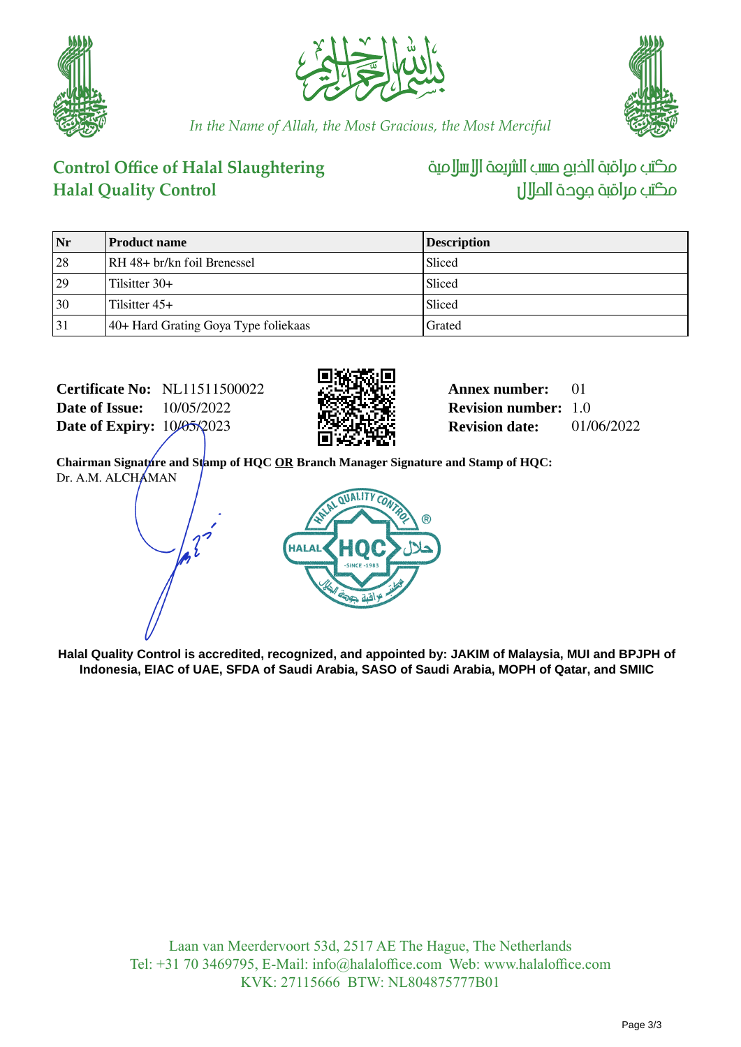In the Name of Allah, the Most Gracious, the Most Merciful

## Control Office of Halal Slaughtering
## Halal Quality Control

مكتب مراقبة الذبح حسب الشريعة الإسلامية
مكتب مراقبة جودة الحلال

| Nr | Product name | Description |
|---|---|---|
| 28 | RH 48+ br/kn foil Brenessel | Sliced |
| 29 | Tilsitter 30+ | Sliced |
| 30 | Tilsitter 45+ | Sliced |
| 31 | 40+ Hard Grating Goya Type foliekaas | Grated |

**Certificate No:** NL11511500022
**Date of Issue:** 10/05/2022
**Date of Expiry:** 10/05/2023

**Annex number:** 01
**Revision number:** 1.0
**Revision date:** 01/06/2022

**Chairman Signature and Stamp of HQC OR Branch Manager Signature and Stamp of HQC:**
Dr. A.M. ALCHAMAN

HALAL QUALITY CONTROL ® HALAL HQC حلال -SINCE -1983 مكتب مراقبة جودة الحلال

**Halal Quality Control is accredited, recognized, and appointed by: JAKIM of Malaysia, MUI and BPJPH of Indonesia, EIAC of UAE, SFDA of Saudi Arabia, SASO of Saudi Arabia, MOPH of Qatar, and SMIIC**

Laan van Meerdervoort 53d, 2517 AE The Hague, The Netherlands
Tel: +31 70 3469795, E-Mail: info@halaloffice.com Web: www.halaloffice.com
KVK: 27115666 BTW: NL804875777B01